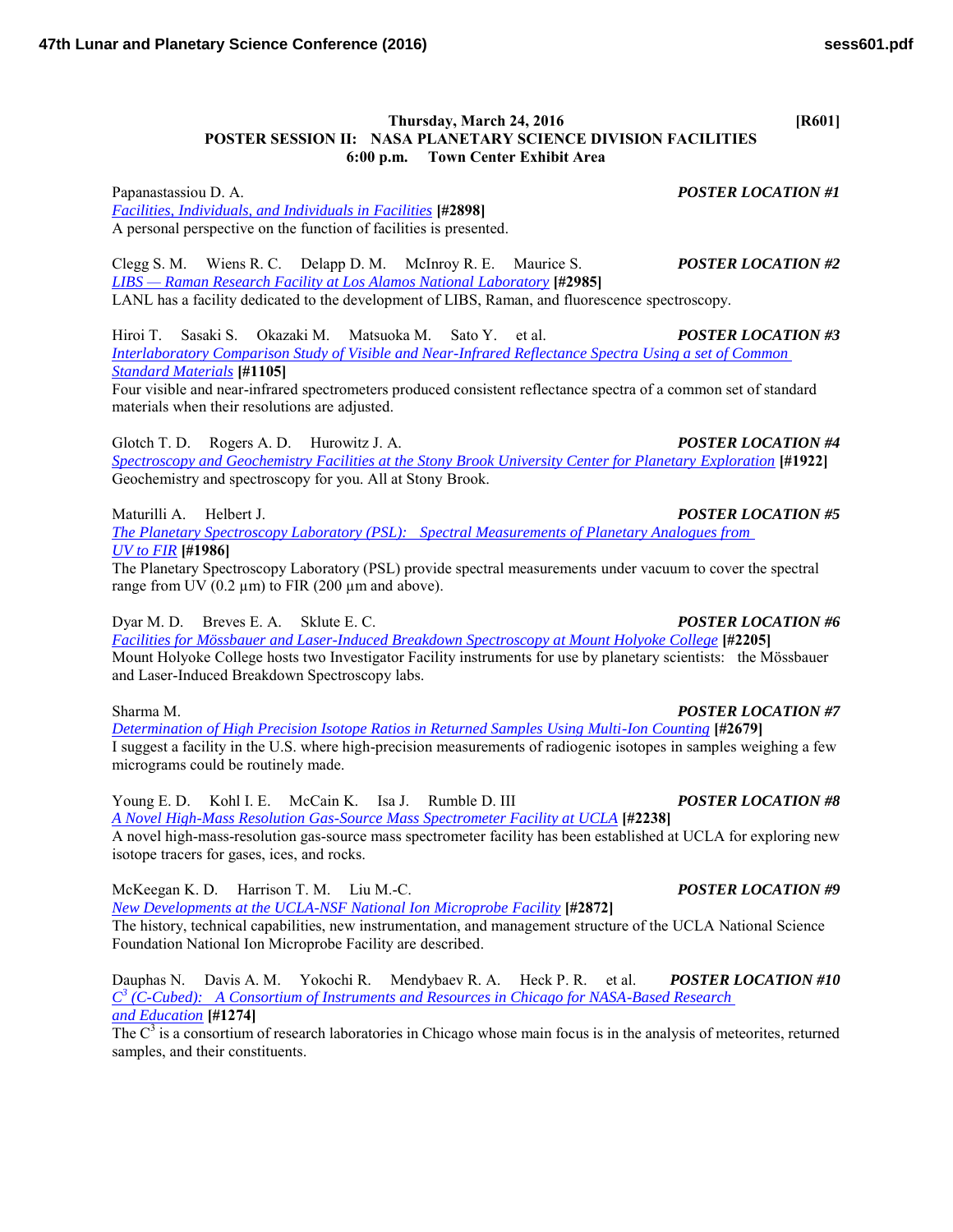**Thursday, March 24, 2016** **[R601]**

## POSTER SESSION II: NASA PLANETARY SCIENCE DIVISION FACILITIES

**6:00 p.m. Town Center Exhibit Area**

Papanastassiou D. A. ***POSTER LOCATION #1***
*Facilities, Individuals, and Individuals in Facilities* **[#2898]**
A personal perspective on the function of facilities is presented.

Clegg S. M. Wiens R. C. Delapp D. M. McInroy R. E. Maurice S. ***POSTER LOCATION #2***
*LIBS — Raman Research Facility at Los Alamos National Laboratory* **[#2985]**
LANL has a facility dedicated to the development of LIBS, Raman, and fluorescence spectroscopy.

Hiroi T. Sasaki S. Okazaki M. Matsuoka M. Sato Y. et al. ***POSTER LOCATION #3***
*Interlaboratory Comparison Study of Visible and Near-Infrared Reflectance Spectra Using a set of Common Standard Materials* **[#1105]**
Four visible and near-infrared spectrometers produced consistent reflectance spectra of a common set of standard materials when their resolutions are adjusted.

Glotch T. D. Rogers A. D. Hurowitz J. A. ***POSTER LOCATION #4***
*Spectroscopy and Geochemistry Facilities at the Stony Brook University Center for Planetary Exploration* **[#1922]**
Geochemistry and spectroscopy for you. All at Stony Brook.

Maturilli A. Helbert J. ***POSTER LOCATION #5***
*The Planetary Spectroscopy Laboratory (PSL): Spectral Measurements of Planetary Analogues from UV to FIR* **[#1986]**
The Planetary Spectroscopy Laboratory (PSL) provide spectral measurements under vacuum to cover the spectral range from UV (0.2 µm) to FIR (200 µm and above).

Dyar M. D. Breves E. A. Sklute E. C. ***POSTER LOCATION #6***
*Facilities for Mössbauer and Laser-Induced Breakdown Spectroscopy at Mount Holyoke College* **[#2205]**
Mount Holyoke College hosts two Investigator Facility instruments for use by planetary scientists: the Mössbauer and Laser-Induced Breakdown Spectroscopy labs.

Sharma M. ***POSTER LOCATION #7***
*Determination of High Precision Isotope Ratios in Returned Samples Using Multi-Ion Counting* **[#2679]**
I suggest a facility in the U.S. where high-precision measurements of radiogenic isotopes in samples weighing a few micrograms could be routinely made.

Young E. D. Kohl I. E. McCain K. Isa J. Rumble D. III ***POSTER LOCATION #8***
*A Novel High-Mass Resolution Gas-Source Mass Spectrometer Facility at UCLA* **[#2238]**
A novel high-mass-resolution gas-source mass spectrometer facility has been established at UCLA for exploring new isotope tracers for gases, ices, and rocks.

McKeegan K. D. Harrison T. M. Liu M.-C. ***POSTER LOCATION #9***
*New Developments at the UCLA-NSF National Ion Microprobe Facility* **[#2872]**
The history, technical capabilities, new instrumentation, and management structure of the UCLA National Science Foundation National Ion Microprobe Facility are described.

Dauphas N. Davis A. M. Yokochi R. Mendybaev R. A. Heck P. R. et al. ***POSTER LOCATION #10***
*$C^3$ (C-Cubed): A Consortium of Instruments and Resources in Chicago for NASA-Based Research and Education* **[#1274]**
The $C^3$ is a consortium of research laboratories in Chicago whose main focus is in the analysis of meteorites, returned samples, and their constituents.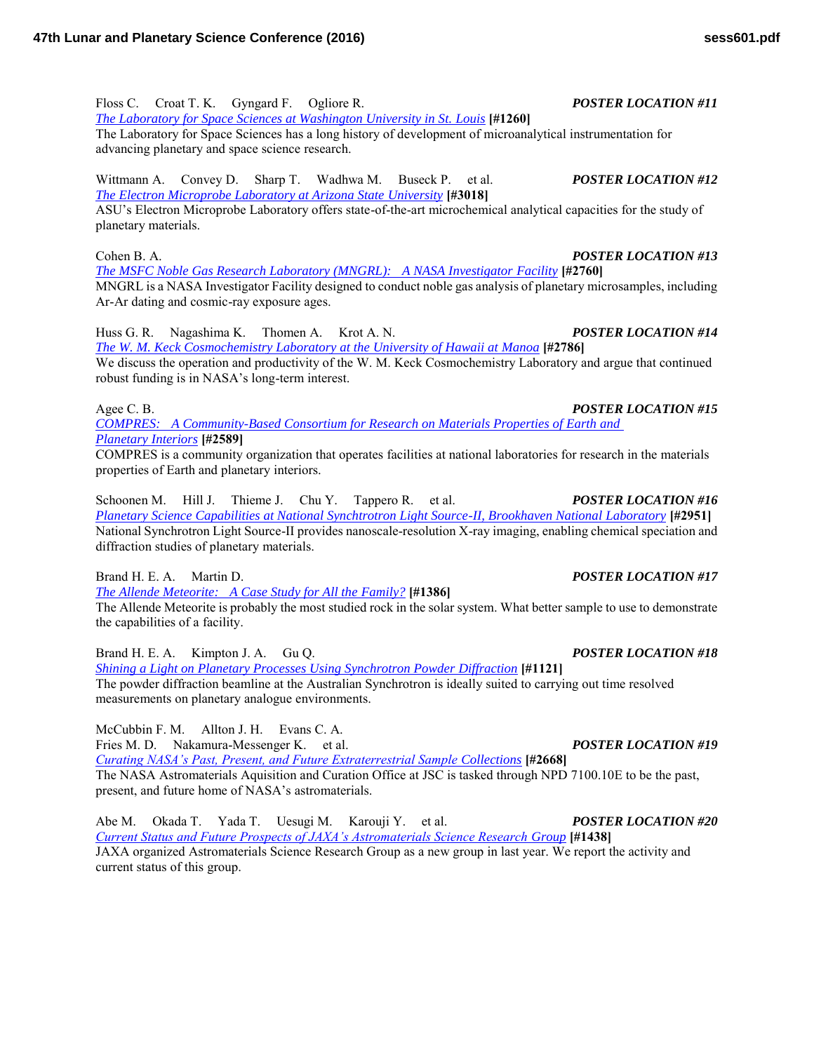Floss C. Croat T. K. Gyngard F. Ogliore R. ***POSTER LOCATION #11***
*The Laboratory for Space Sciences at Washington University in St. Louis* **[#1260]**
The Laboratory for Space Sciences has a long history of development of microanalytical instrumentation for advancing planetary and space science research.

Wittmann A. Convey D. Sharp T. Wadhwa M. Buseck P. et al. ***POSTER LOCATION #12***
*The Electron Microprobe Laboratory at Arizona State University* **[#3018]**
ASU's Electron Microprobe Laboratory offers state-of-the-art microchemical analytical capacities for the study of planetary materials.

Cohen B. A. ***POSTER LOCATION #13***
*The MSFC Noble Gas Research Laboratory (MNGRL): A NASA Investigator Facility* **[#2760]**
MNGRL is a NASA Investigator Facility designed to conduct noble gas analysis of planetary microsamples, including Ar-Ar dating and cosmic-ray exposure ages.

Huss G. R. Nagashima K. Thomen A. Krot A. N. ***POSTER LOCATION #14***
*The W. M. Keck Cosmochemistry Laboratory at the University of Hawaii at Manoa* **[#2786]**
We discuss the operation and productivity of the W. M. Keck Cosmochemistry Laboratory and argue that continued robust funding is in NASA's long-term interest.

Agee C. B. ***POSTER LOCATION #15***
*COMPRES: A Community-Based Consortium for Research on Materials Properties of Earth and Planetary Interiors* **[#2589]**
COMPRES is a community organization that operates facilities at national laboratories for research in the materials properties of Earth and planetary interiors.

Schoonen M. Hill J. Thieme J. Chu Y. Tappero R. et al. ***POSTER LOCATION #16***
*Planetary Science Capabilities at National Synchtrotron Light Source-II, Brookhaven National Laboratory* **[#2951]**
National Synchrotron Light Source-II provides nanoscale-resolution X-ray imaging, enabling chemical speciation and diffraction studies of planetary materials.

Brand H. E. A. Martin D. ***POSTER LOCATION #17***
*The Allende Meteorite: A Case Study for All the Family?* **[#1386]**
The Allende Meteorite is probably the most studied rock in the solar system. What better sample to use to demonstrate the capabilities of a facility.

Brand H. E. A. Kimpton J. A. Gu Q. ***POSTER LOCATION #18***
*Shining a Light on Planetary Processes Using Synchrotron Powder Diffraction* **[#1121]**
The powder diffraction beamline at the Australian Synchrotron is ideally suited to carrying out time resolved measurements on planetary analogue environments.

McCubbin F. M. Allton J. H. Evans C. A.
Fries M. D. Nakamura-Messenger K. et al. ***POSTER LOCATION #19***
*Curating NASA's Past, Present, and Future Extraterrestrial Sample Collections* **[#2668]**
The NASA Astromaterials Aquisition and Curation Office at JSC is tasked through NPD 7100.10E to be the past, present, and future home of NASA's astromaterials.

Abe M. Okada T. Yada T. Uesugi M. Karouji Y. et al. ***POSTER LOCATION #20***
*Current Status and Future Prospects of JAXA's Astromaterials Science Research Group* **[#1438]**
JAXA organized Astromaterials Science Research Group as a new group in last year. We report the activity and current status of this group.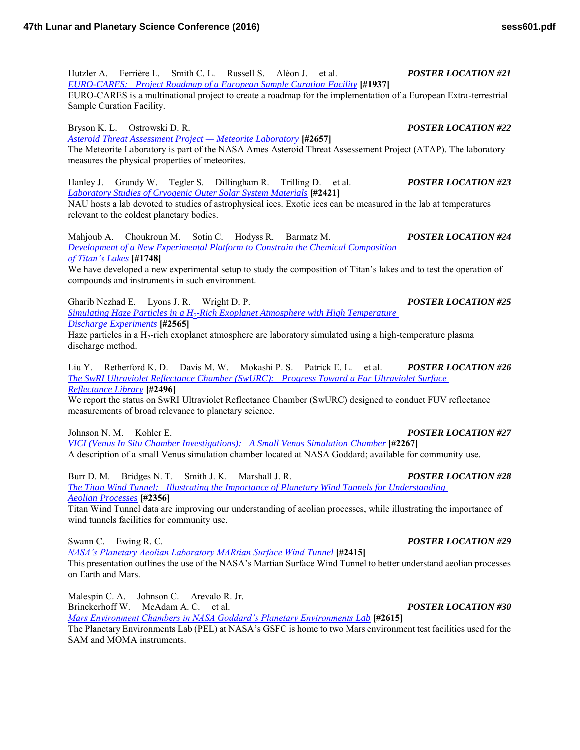Hutzler A. Ferrière L. Smith C. L. Russell S. Aléon J. et al. ***POSTER LOCATION #21***
*EURO-CARES: Project Roadmap of a European Sample Curation Facility* **[#1937]**
EURO-CARES is a multinational project to create a roadmap for the implementation of a European Extra-terrestrial Sample Curation Facility.

Bryson K. L. Ostrowski D. R. ***POSTER LOCATION #22***
*Asteroid Threat Assessment Project — Meteorite Laboratory* **[#2657]**
The Meteorite Laboratory is part of the NASA Ames Asteroid Threat Assessement Project (ATAP). The laboratory measures the physical properties of meteorites.

Hanley J. Grundy W. Tegler S. Dillingham R. Trilling D. et al. ***POSTER LOCATION #23***
*Laboratory Studies of Cryogenic Outer Solar System Materials* **[#2421]**
NAU hosts a lab devoted to studies of astrophysical ices. Exotic ices can be measured in the lab at temperatures relevant to the coldest planetary bodies.

Mahjoub A. Choukroun M. Sotin C. Hodyss R. Barmatz M. ***POSTER LOCATION #24***
*Development of a New Experimental Platform to Constrain the Chemical Composition of Titan's Lakes* **[#1748]**
We have developed a new experimental setup to study the composition of Titan's lakes and to test the operation of compounds and instruments in such environment.

Gharib Nezhad E. Lyons J. R. Wright D. P. ***POSTER LOCATION #25***
*Simulating Haze Particles in a $H_2$-Rich Exoplanet Atmosphere with High Temperature Discharge Experiments* **[#2565]**
Haze particles in a $H_2$-rich exoplanet atmosphere are laboratory simulated using a high-temperature plasma discharge method.

Liu Y. Retherford K. D. Davis M. W. Mokashi P. S. Patrick E. L. et al. ***POSTER LOCATION #26***
*The SwRI Ultraviolet Reflectance Chamber (SwURC): Progress Toward a Far Ultraviolet Surface Reflectance Library* **[#2496]**
We report the status on SwRI Ultraviolet Reflectance Chamber (SwURC) designed to conduct FUV reflectance measurements of broad relevance to planetary science.

Johnson N. M. Kohler E. ***POSTER LOCATION #27***
*VICI (Venus In Situ Chamber Investigations): A Small Venus Simulation Chamber* **[#2267]**
A description of a small Venus simulation chamber located at NASA Goddard; available for community use.

Burr D. M. Bridges N. T. Smith J. K. Marshall J. R. ***POSTER LOCATION #28***
*The Titan Wind Tunnel: Illustrating the Importance of Planetary Wind Tunnels for Understanding Aeolian Processes* **[#2356]**
Titan Wind Tunnel data are improving our understanding of aeolian processes, while illustrating the importance of wind tunnels facilities for community use.

Swann C. Ewing R. C. ***POSTER LOCATION #29***
*NASA's Planetary Aeolian Laboratory MARtian Surface Wind Tunnel* **[#2415]**
This presentation outlines the use of the NASA's Martian Surface Wind Tunnel to better understand aeolian processes on Earth and Mars.

Malespin C. A. Johnson C. Arevalo R. Jr.
Brinckerhoff W. McAdam A. C. et al. ***POSTER LOCATION #30***
*Mars Environment Chambers in NASA Goddard's Planetary Environments Lab* **[#2615]**
The Planetary Environments Lab (PEL) at NASA's GSFC is home to two Mars environment test facilities used for the SAM and MOMA instruments.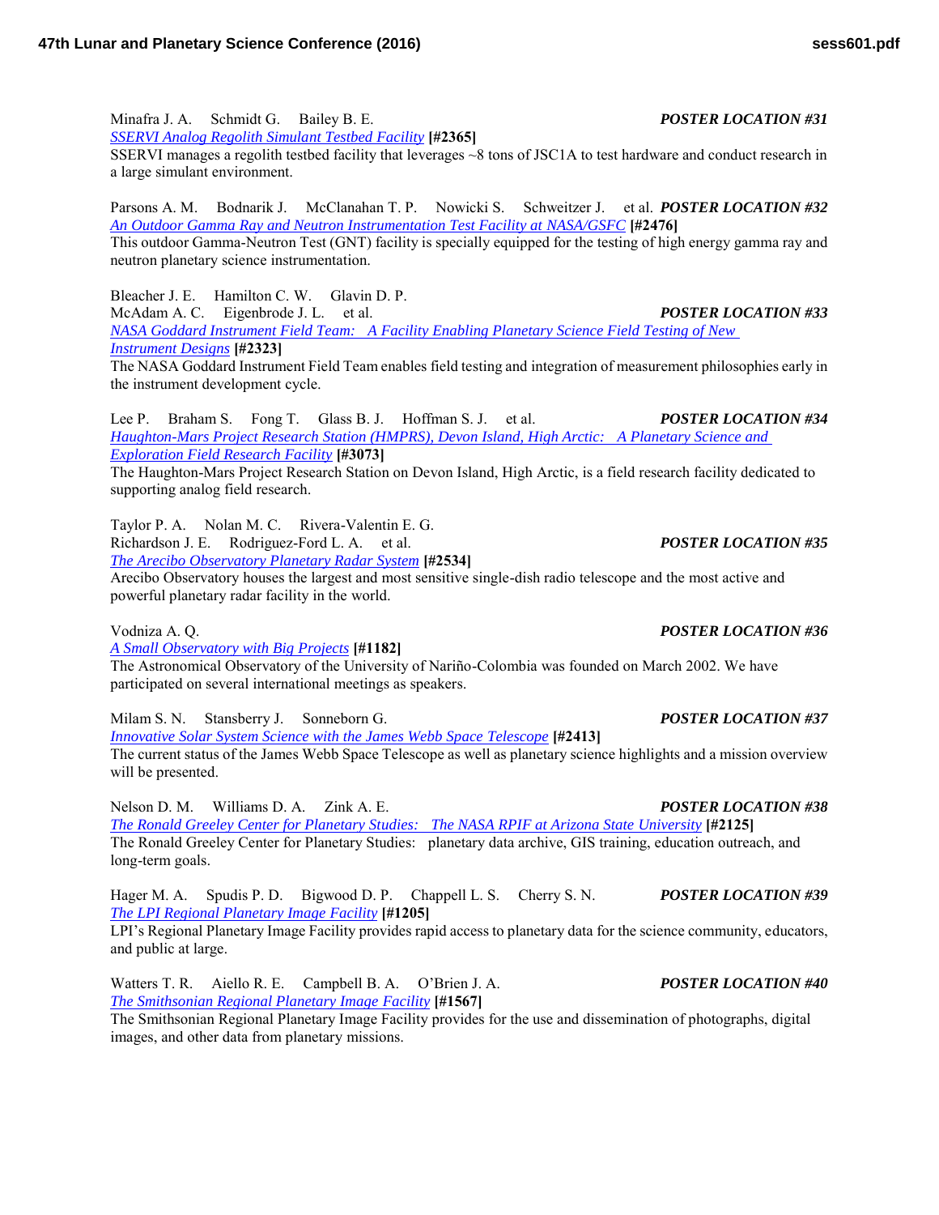Minafra J. A. Schmidt G. Bailey B. E. ***POSTER LOCATION #31***
[SSERVI Analog Regolith Simulant Testbed Facility](#) **[#2365]**
SSERVI manages a regolith testbed facility that leverages ~8 tons of JSC1A to test hardware and conduct research in a large simulant environment.

Parsons A. M. Bodnarik J. McClanahan T. P. Nowicki S. Schweitzer J. et al. ***POSTER LOCATION #32***
[An Outdoor Gamma Ray and Neutron Instrumentation Test Facility at NASA/GSFC](#) **[#2476]**
This outdoor Gamma-Neutron Test (GNT) facility is specially equipped for the testing of high energy gamma ray and neutron planetary science instrumentation.

Bleacher J. E. Hamilton C. W. Glavin D. P.
McAdam A. C. Eigenbrode J. L. et al. ***POSTER LOCATION #33***
[NASA Goddard Instrument Field Team: A Facility Enabling Planetary Science Field Testing of New Instrument Designs](#) **[#2323]**
The NASA Goddard Instrument Field Team enables field testing and integration of measurement philosophies early in the instrument development cycle.

Lee P. Braham S. Fong T. Glass B. J. Hoffman S. J. et al. ***POSTER LOCATION #34***
[Haughton-Mars Project Research Station (HMPRS), Devon Island, High Arctic: A Planetary Science and Exploration Field Research Facility](#) **[#3073]**
The Haughton-Mars Project Research Station on Devon Island, High Arctic, is a field research facility dedicated to supporting analog field research.

Taylor P. A. Nolan M. C. Rivera-Valentin E. G.
Richardson J. E. Rodriguez-Ford L. A. et al. ***POSTER LOCATION #35***
[The Arecibo Observatory Planetary Radar System](#) **[#2534]**
Arecibo Observatory houses the largest and most sensitive single-dish radio telescope and the most active and powerful planetary radar facility in the world.

Vodniza A. Q. ***POSTER LOCATION #36***
[A Small Observatory with Big Projects](#) **[#1182]**
The Astronomical Observatory of the University of Nariño-Colombia was founded on March 2002. We have participated on several international meetings as speakers.

Milam S. N. Stansberry J. Sonneborn G. ***POSTER LOCATION #37***
[Innovative Solar System Science with the James Webb Space Telescope](#) **[#2413]**
The current status of the James Webb Space Telescope as well as planetary science highlights and a mission overview will be presented.

Nelson D. M. Williams D. A. Zink A. E. ***POSTER LOCATION #38***
[The Ronald Greeley Center for Planetary Studies: The NASA RPIF at Arizona State University](#) **[#2125]**
The Ronald Greeley Center for Planetary Studies: planetary data archive, GIS training, education outreach, and long-term goals.

Hager M. A. Spudis P. D. Bigwood D. P. Chappell L. S. Cherry S. N. ***POSTER LOCATION #39***
[The LPI Regional Planetary Image Facility](#) **[#1205]**
LPI's Regional Planetary Image Facility provides rapid access to planetary data for the science community, educators, and public at large.

Watters T. R. Aiello R. E. Campbell B. A. O'Brien J. A. ***POSTER LOCATION #40***
[The Smithsonian Regional Planetary Image Facility](#) **[#1567]**
The Smithsonian Regional Planetary Image Facility provides for the use and dissemination of photographs, digital images, and other data from planetary missions.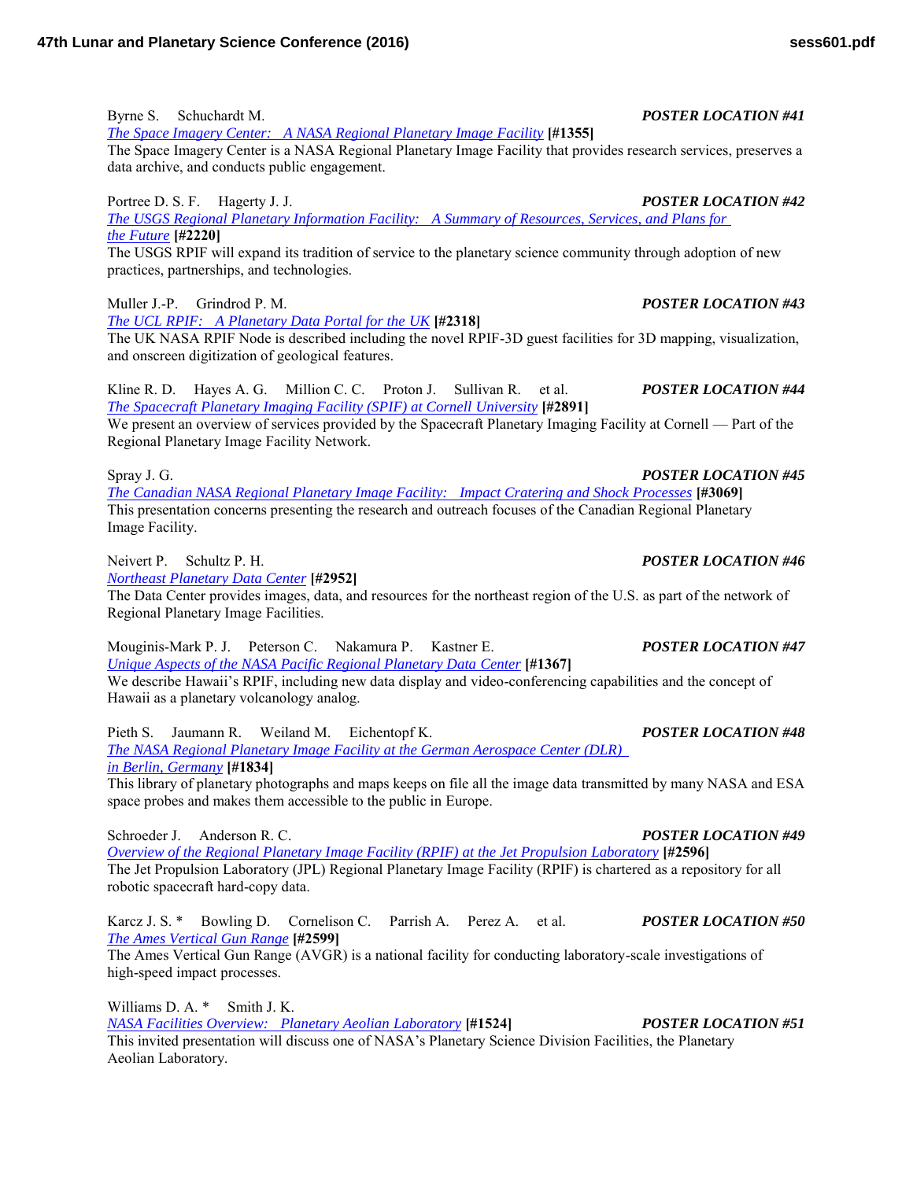Byrne S. Schuchardt M. ***POSTER LOCATION #41***
*The Space Imagery Center: A NASA Regional Planetary Image Facility* **[#1355]**
The Space Imagery Center is a NASA Regional Planetary Image Facility that provides research services, preserves a data archive, and conducts public engagement.

Portree D. S. F. Hagerty J. J. ***POSTER LOCATION #42***
*The USGS Regional Planetary Information Facility: A Summary of Resources, Services, and Plans for the Future* **[#2220]**
The USGS RPIF will expand its tradition of service to the planetary science community through adoption of new practices, partnerships, and technologies.

Muller J.-P. Grindrod P. M. ***POSTER LOCATION #43***
*The UCL RPIF: A Planetary Data Portal for the UK* **[#2318]**
The UK NASA RPIF Node is described including the novel RPIF-3D guest facilities for 3D mapping, visualization, and onscreen digitization of geological features.

Kline R. D. Hayes A. G. Million C. C. Proton J. Sullivan R. et al. ***POSTER LOCATION #44***
*The Spacecraft Planetary Imaging Facility (SPIF) at Cornell University* **[#2891]**
We present an overview of services provided by the Spacecraft Planetary Imaging Facility at Cornell — Part of the Regional Planetary Image Facility Network.

Spray J. G. ***POSTER LOCATION #45***
*The Canadian NASA Regional Planetary Image Facility: Impact Cratering and Shock Processes* **[#3069]**
This presentation concerns presenting the research and outreach focuses of the Canadian Regional Planetary Image Facility.

Neivert P. Schultz P. H. ***POSTER LOCATION #46***
*Northeast Planetary Data Center* **[#2952]**
The Data Center provides images, data, and resources for the northeast region of the U.S. as part of the network of Regional Planetary Image Facilities.

Mouginis-Mark P. J. Peterson C. Nakamura P. Kastner E. ***POSTER LOCATION #47***
*Unique Aspects of the NASA Pacific Regional Planetary Data Center* **[#1367]**
We describe Hawaii's RPIF, including new data display and video-conferencing capabilities and the concept of Hawaii as a planetary volcanology analog.

Pieth S. Jaumann R. Weiland M. Eichentopf K. ***POSTER LOCATION #48***
*The NASA Regional Planetary Image Facility at the German Aerospace Center (DLR) in Berlin, Germany* **[#1834]**
This library of planetary photographs and maps keeps on file all the image data transmitted by many NASA and ESA space probes and makes them accessible to the public in Europe.

Schroeder J. Anderson R. C. ***POSTER LOCATION #49***
*Overview of the Regional Planetary Image Facility (RPIF) at the Jet Propulsion Laboratory* **[#2596]**
The Jet Propulsion Laboratory (JPL) Regional Planetary Image Facility (RPIF) is chartered as a repository for all robotic spacecraft hard-copy data.

Karcz J. S. * Bowling D. Cornelison C. Parrish A. Perez A. et al. ***POSTER LOCATION #50***
*The Ames Vertical Gun Range* **[#2599]**
The Ames Vertical Gun Range (AVGR) is a national facility for conducting laboratory-scale investigations of high-speed impact processes.

Williams D. A. * Smith J. K.
*NASA Facilities Overview: Planetary Aeolian Laboratory* **[#1524]** ***POSTER LOCATION #51***
This invited presentation will discuss one of NASA's Planetary Science Division Facilities, the Planetary Aeolian Laboratory.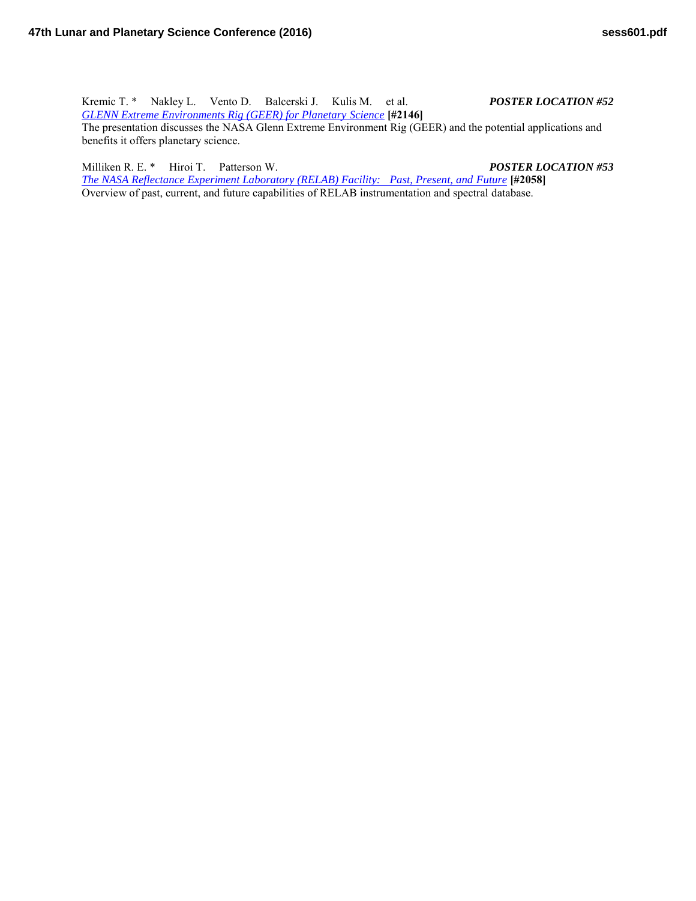Kremic T. * Nakley L. Vento D. Balcerski J. Kulis M. et al. ***POSTER LOCATION #52***
*GLENN Extreme Environments Rig (GEER) for Planetary Science* **[#2146]**
The presentation discusses the NASA Glenn Extreme Environment Rig (GEER) and the potential applications and benefits it offers planetary science.

Milliken R. E. * Hiroi T. Patterson W. ***POSTER LOCATION #53***
*The NASA Reflectance Experiment Laboratory (RELAB) Facility: Past, Present, and Future* **[#2058]**
Overview of past, current, and future capabilities of RELAB instrumentation and spectral database.